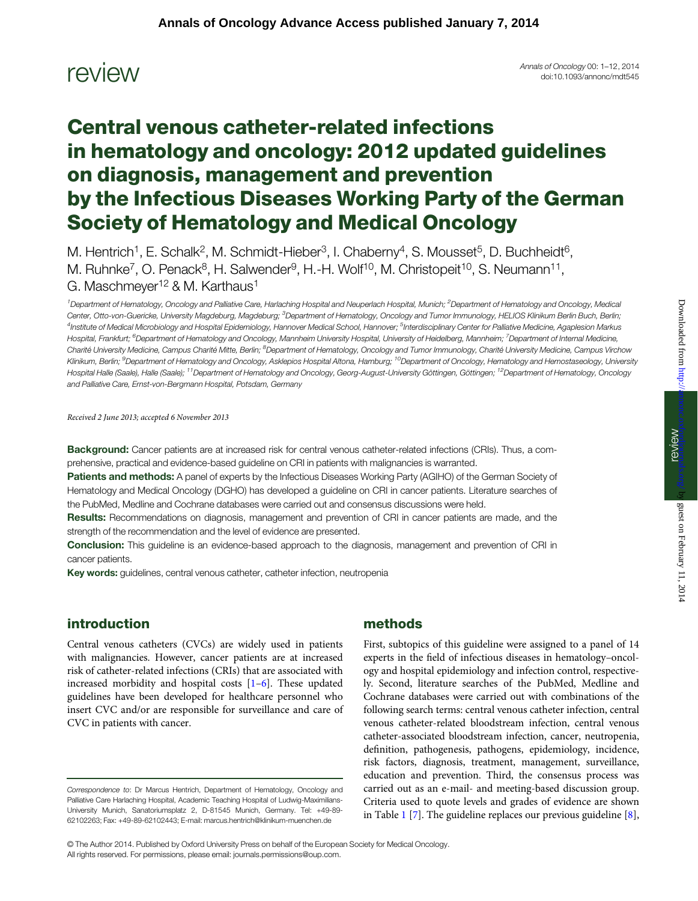review

# Central venous catheter-related infections in hematology and oncology: 2012 updated guidelines on diagnosis, management and prevention by the Infectious Diseases Working Party of the German Society of Hematology and Medical Oncology

M. Hentrich[1], E. Schalk[2], M. Schmidt-Hieber[3], I. Chaberny[4], S. Mousset[5], D. Buchheidt[6], M. Ruhnke[7], O. Penack[8], H. Salwender[9], H.-H. Wolf[10], M. Christopeit[10], S. Neumann[11], G. Maschmeyer[12] & M. Karthaus[1]

*[1]Department of Hematology, Oncology and Palliative Care, Harlaching Hospital and Neuperlach Hospital, Munich; [2]Department of Hematology and Oncology, Medical Center, Otto-von-Guericke, University Magdeburg, Magdeburg; [3]Department of Hematology, Oncology and Tumor Immunology, HELIOS Klinikum Berlin Buch, Berlin; [4]Institute of Medical Microbiology and Hospital Epidemiology, Hannover Medical School, Hannover; [5]Interdisciplinary Center for Palliative Medicine, Agaplesion Markus Hospital, Frankfurt; [6]Department of Hematology and Oncology, Mannheim University Hospital, University of Heidelberg, Mannheim; [7]Department of Internal Medicine, Charité University Medicine, Campus Charité Mitte, Berlin; [8]Department of Hematology, Oncology and Tumor Immunology, Charité University Medicine, Campus Virchow Klinikum, Berlin; [9]Department of Hematology and Oncology, Asklepios Hospital Altona, Hamburg; [10]Department of Oncology, Hematology and Hemostaseology, University Hospital Halle (Saale), Halle (Saale); [11]Department of Hematology and Oncology, Georg-August-University Göttingen, Göttingen; [12]Department of Hematology, Oncology and Palliative Care, Ernst-von-Bergmann Hospital, Potsdam, Germany*

*Received 2 June 2013; accepted 6 November 2013*

**Background:** Cancer patients are at increased risk for central venous catheter-related infections (CRIs). Thus, a comprehensive, practical and evidence-based guideline on CRI in patients with malignancies is warranted.

**Patients and methods:** A panel of experts by the Infectious Diseases Working Party (AGIHO) of the German Society of Hematology and Medical Oncology (DGHO) has developed a guideline on CRI in cancer patients. Literature searches of the PubMed, Medline and Cochrane databases were carried out and consensus discussions were held.

**Results:** Recommendations on diagnosis, management and prevention of CRI in cancer patients are made, and the strength of the recommendation and the level of evidence are presented.

**Conclusion:** This guideline is an evidence-based approach to the diagnosis, management and prevention of CRI in cancer patients.

**Key words:** guidelines, central venous catheter, catheter infection, neutropenia

## introduction

Central venous catheters (CVCs) are widely used in patients with malignancies. However, cancer patients are at increased risk of catheter-related infections (CRIs) that are associated with increased morbidity and hospital costs [1–6]. These updated guidelines have been developed for healthcare personnel who insert CVC and/or are responsible for surveillance and care of CVC in patients with cancer.

## methods

First, subtopics of this guideline were assigned to a panel of 14 experts in the field of infectious diseases in hematology–oncology and hospital epidemiology and infection control, respectively. Second, literature searches of the PubMed, Medline and Cochrane databases were carried out with combinations of the following search terms: central venous catheter infection, central venous catheter-related bloodstream infection, central venous catheter-associated bloodstream infection, cancer, neutropenia, definition, pathogenesis, pathogens, epidemiology, incidence, risk factors, diagnosis, treatment, management, surveillance, education and prevention. Third, the consensus process was carried out as an e-mail- and meeting-based discussion group. Criteria used to quote levels and grades of evidence are shown in Table 1 [7]. The guideline replaces our previous guideline [8],

*Correspondence to*: Dr Marcus Hentrich, Department of Hematology, Oncology and Palliative Care Harlaching Hospital, Academic Teaching Hospital of Ludwig-Maximilians-University Munich, Sanatoriumsplatz 2, D-81545 Munich, Germany. Tel: +49-89-62102263; Fax: +49-89-62102443; E-mail: marcus.hentrich@klinikum-muenchen.de

© The Author 2014. Published by Oxford University Press on behalf of the European Society for Medical Oncology. All rights reserved. For permissions, please email: journals.permissions@oup.com.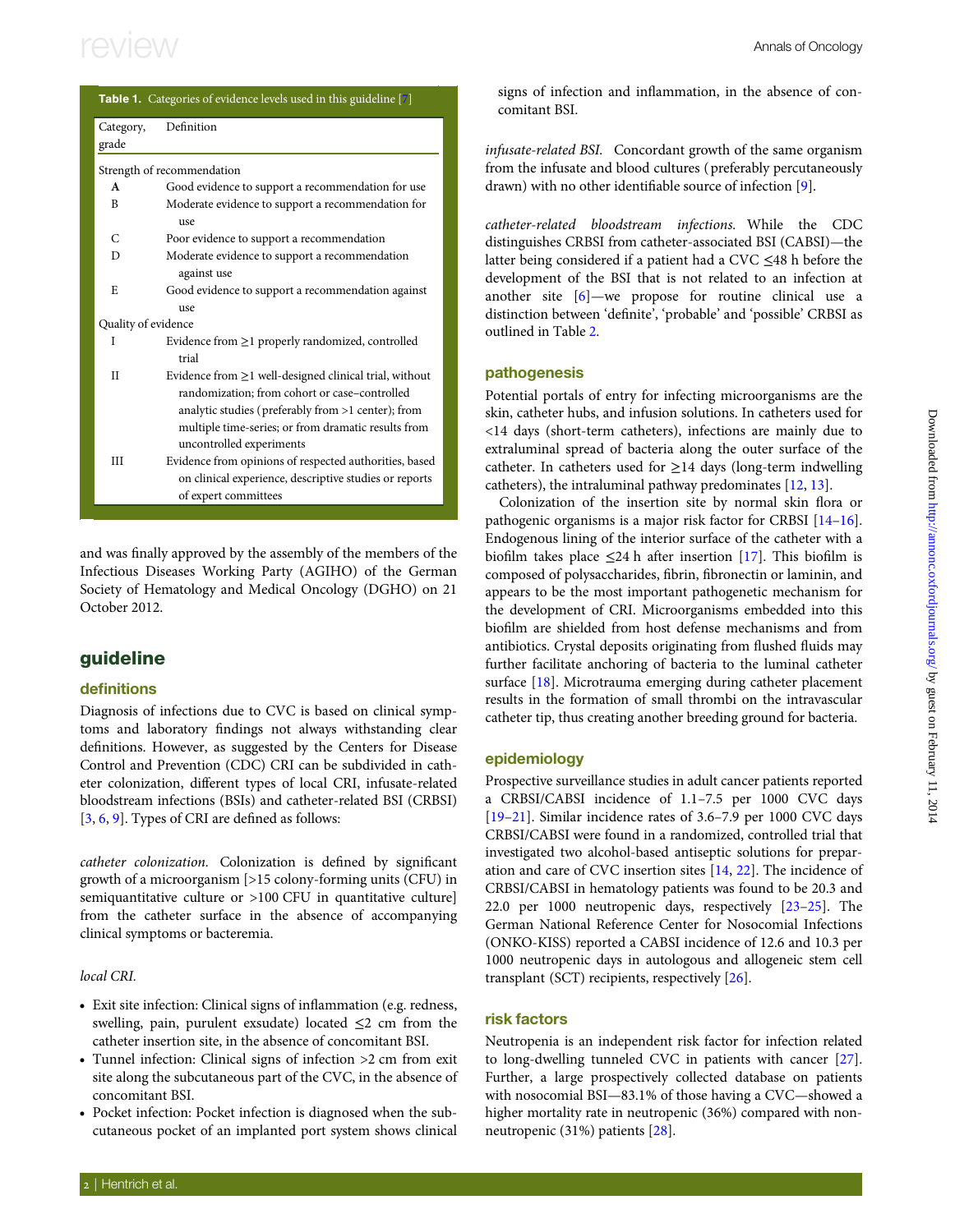**Table 1.** Categories of evidence levels used in this guideline [7]

| Category, grade | Definition |
|---|---|
| Strength of recommendation | |
| **A** | Good evidence to support a recommendation for use |
| B | Moderate evidence to support a recommendation for use |
| C | Poor evidence to support a recommendation |
| D | Moderate evidence to support a recommendation against use |
| E | Good evidence to support a recommendation against use |
| Quality of evidence | |
| I | Evidence from ≥1 properly randomized, controlled trial |
| II | Evidence from ≥1 well-designed clinical trial, without randomization; from cohort or case–controlled analytic studies (preferably from >1 center); from multiple time-series; or from dramatic results from uncontrolled experiments |
| III | Evidence from opinions of respected authorities, based on clinical experience, descriptive studies or reports of expert committees |

and was finally approved by the assembly of the members of the Infectious Diseases Working Party (AGIHO) of the German Society of Hematology and Medical Oncology (DGHO) on 21 October 2012.

# guideline

## definitions

Diagnosis of infections due to CVC is based on clinical symptoms and laboratory findings not always withstanding clear definitions. However, as suggested by the Centers for Disease Control and Prevention (CDC) CRI can be subdivided in catheter colonization, different types of local CRI, infusate-related bloodstream infections (BSIs) and catheter-related BSI (CRBSI) [3, 6, 9]. Types of CRI are defined as follows:

*catheter colonization.* Colonization is defined by significant growth of a microorganism [>15 colony-forming units (CFU) in semiquantitative culture or >100 CFU in quantitative culture] from the catheter surface in the absence of accompanying clinical symptoms or bacteremia.

*local CRI.*

- Exit site infection: Clinical signs of inflammation (e.g. redness, swelling, pain, purulent exsudate) located ≤2 cm from the catheter insertion site, in the absence of concomitant BSI.
- Tunnel infection: Clinical signs of infection >2 cm from exit site along the subcutaneous part of the CVC, in the absence of concomitant BSI.
- Pocket infection: Pocket infection is diagnosed when the subcutaneous pocket of an implanted port system shows clinical signs of infection and inflammation, in the absence of concomitant BSI.

*infusate-related BSI.* Concordant growth of the same organism from the infusate and blood cultures (preferably percutaneously drawn) with no other identifiable source of infection [9].

*catheter-related bloodstream infections.* While the CDC distinguishes CRBSI from catheter-associated BSI (CABSI)—the latter being considered if a patient had a CVC ≤48 h before the development of the BSI that is not related to an infection at another site [6]—we propose for routine clinical use a distinction between 'definite', 'probable' and 'possible' CRBSI as outlined in Table 2.

## pathogenesis

Potential portals of entry for infecting microorganisms are the skin, catheter hubs, and infusion solutions. In catheters used for <14 days (short-term catheters), infections are mainly due to extraluminal spread of bacteria along the outer surface of the catheter. In catheters used for ≥14 days (long-term indwelling catheters), the intraluminal pathway predominates [12, 13].

Colonization of the insertion site by normal skin flora or pathogenic organisms is a major risk factor for CRBSI [14–16]. Endogenous lining of the interior surface of the catheter with a biofilm takes place ≤24 h after insertion [17]. This biofilm is composed of polysaccharides, fibrin, fibronectin or laminin, and appears to be the most important pathogenetic mechanism for the development of CRI. Microorganisms embedded into this biofilm are shielded from host defense mechanisms and from antibiotics. Crystal deposits originating from flushed fluids may further facilitate anchoring of bacteria to the luminal catheter surface [18]. Microtrauma emerging during catheter placement results in the formation of small thrombi on the intravascular catheter tip, thus creating another breeding ground for bacteria.

## epidemiology

Prospective surveillance studies in adult cancer patients reported a CRBSI/CABSI incidence of 1.1–7.5 per 1000 CVC days [19–21]. Similar incidence rates of 3.6–7.9 per 1000 CVC days CRBSI/CABSI were found in a randomized, controlled trial that investigated two alcohol-based antiseptic solutions for preparation and care of CVC insertion sites [14, 22]. The incidence of CRBSI/CABSI in hematology patients was found to be 20.3 and 22.0 per 1000 neutropenic days, respectively [23–25]. The German National Reference Center for Nosocomial Infections (ONKO-KISS) reported a CABSI incidence of 12.6 and 10.3 per 1000 neutropenic days in autologous and allogeneic stem cell transplant (SCT) recipients, respectively [26].

## risk factors

Neutropenia is an independent risk factor for infection related to long-dwelling tunneled CVC in patients with cancer [27]. Further, a large prospectively collected database on patients with nosocomial BSI—83.1% of those having a CVC—showed a higher mortality rate in neutropenic (36%) compared with non-neutropenic (31%) patients [28].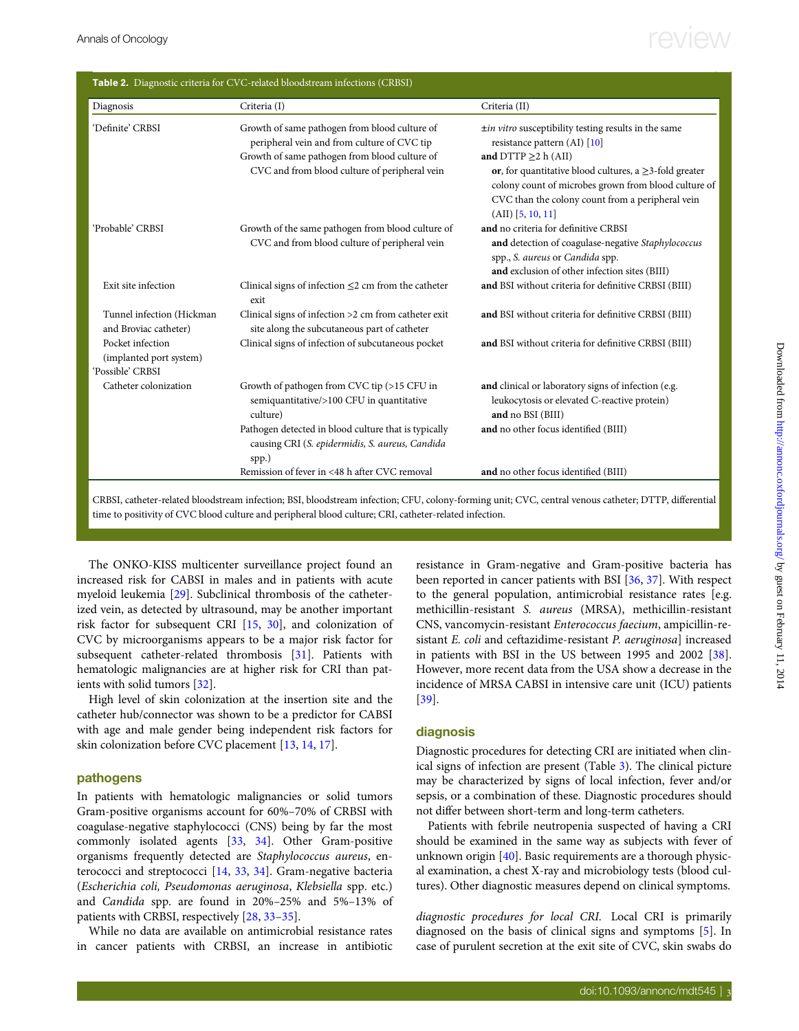**Table 2.** Diagnostic criteria for CVC-related bloodstream infections (CRBSI)

| Diagnosis | Criteria (I) | Criteria (II) |
|---|---|---|
| 'Definite' CRBSI | Growth of same pathogen from blood culture of peripheral vein and from culture of CVC tip | ±*in vitro* susceptibility testing results in the same resistance pattern (AI) [10] |
| | Growth of same pathogen from blood culture of CVC and from blood culture of peripheral vein | **and** DTTP ≥2 h (AII) **or**, for quantitative blood cultures, a ≥3-fold greater colony count of microbes grown from blood culture of CVC than the colony count from a peripheral vein (AII) [5, 10, 11] |
| 'Probable' CRBSI | Growth of the same pathogen from blood culture of CVC and from blood culture of peripheral vein | **and** no criteria for definitive CRBSI **and** detection of coagulase-negative *Staphylococcus* spp., *S. aureus* or *Candida* spp. **and** exclusion of other infection sites (BIII) |
| Exit site infection | Clinical signs of infection ≤2 cm from the catheter exit | **and** BSI without criteria for definitive CRBSI (BIII) |
| Tunnel infection (Hickman and Broviac catheter) | Clinical signs of infection >2 cm from catheter exit site along the subcutaneous part of catheter | **and** BSI without criteria for definitive CRBSI (BIII) |
| Pocket infection (implanted port system) | Clinical signs of infection of subcutaneous pocket | **and** BSI without criteria for definitive CRBSI (BIII) |
| 'Possible' CRBSI | | |
| Catheter colonization | Growth of pathogen from CVC tip (>15 CFU in semiquantitative/>100 CFU in quantitative culture) | **and** clinical or laboratory signs of infection (e.g. leukocytosis or elevated C-reactive protein) **and** no BSI (BIII) |
| | Pathogen detected in blood culture that is typically causing CRI (*S. epidermidis, S. aureus, Candida* spp.) | **and** no other focus identified (BIII) |
| | Remission of fever in <48 h after CVC removal | **and** no other focus identified (BIII) |

CRBSI, catheter-related bloodstream infection; BSI, bloodstream infection; CFU, colony-forming unit; CVC, central venous catheter; DTTP, differential time to positivity of CVC blood culture and peripheral blood culture; CRI, catheter-related infection.

The ONKO-KISS multicenter surveillance project found an increased risk for CABSI in males and in patients with acute myeloid leukemia [29]. Subclinical thrombosis of the catheterized vein, as detected by ultrasound, may be another important risk factor for subsequent CRI [15, 30], and colonization of CVC by microorganisms appears to be a major risk factor for subsequent catheter-related thrombosis [31]. Patients with hematologic malignancies are at higher risk for CRI than patients with solid tumors [32].

High level of skin colonization at the insertion site and the catheter hub/connector was shown to be a predictor for CABSI with age and male gender being independent risk factors for skin colonization before CVC placement [13, 14, 17].

## pathogens

In patients with hematologic malignancies or solid tumors Gram-positive organisms account for 60%–70% of CRBSI with coagulase-negative staphylococci (CNS) being by far the most commonly isolated agents [33, 34]. Other Gram-positive organisms frequently detected are *Staphylococcus aureus*, enterococci and streptococci [14, 33, 34]. Gram-negative bacteria (*Escherichia coli, Pseudomonas aeruginosa*, *Klebsiella* spp. etc.) and *Candida* spp. are found in 20%–25% and 5%–13% of patients with CRBSI, respectively [28, 33–35].

While no data are available on antimicrobial resistance rates in cancer patients with CRBSI, an increase in antibiotic resistance in Gram-negative and Gram-positive bacteria has been reported in cancer patients with BSI [36, 37]. With respect to the general population, antimicrobial resistance rates [e.g. methicillin-resistant *S. aureus* (MRSA), methicillin-resistant CNS, vancomycin-resistant *Enterococcus faecium*, ampicillin-resistant *E. coli* and ceftazidime-resistant *P. aeruginosa*] increased in patients with BSI in the US between 1995 and 2002 [38]. However, more recent data from the USA show a decrease in the incidence of MRSA CABSI in intensive care unit (ICU) patients [39].

## diagnosis

Diagnostic procedures for detecting CRI are initiated when clinical signs of infection are present (Table 3). The clinical picture may be characterized by signs of local infection, fever and/or sepsis, or a combination of these. Diagnostic procedures should not differ between short-term and long-term catheters.

Patients with febrile neutropenia suspected of having a CRI should be examined in the same way as subjects with fever of unknown origin [40]. Basic requirements are a thorough physical examination, a chest X-ray and microbiology tests (blood cultures). Other diagnostic measures depend on clinical symptoms.

*diagnostic procedures for local CRI.* Local CRI is primarily diagnosed on the basis of clinical signs and symptoms [5]. In case of purulent secretion at the exit site of CVC, skin swabs do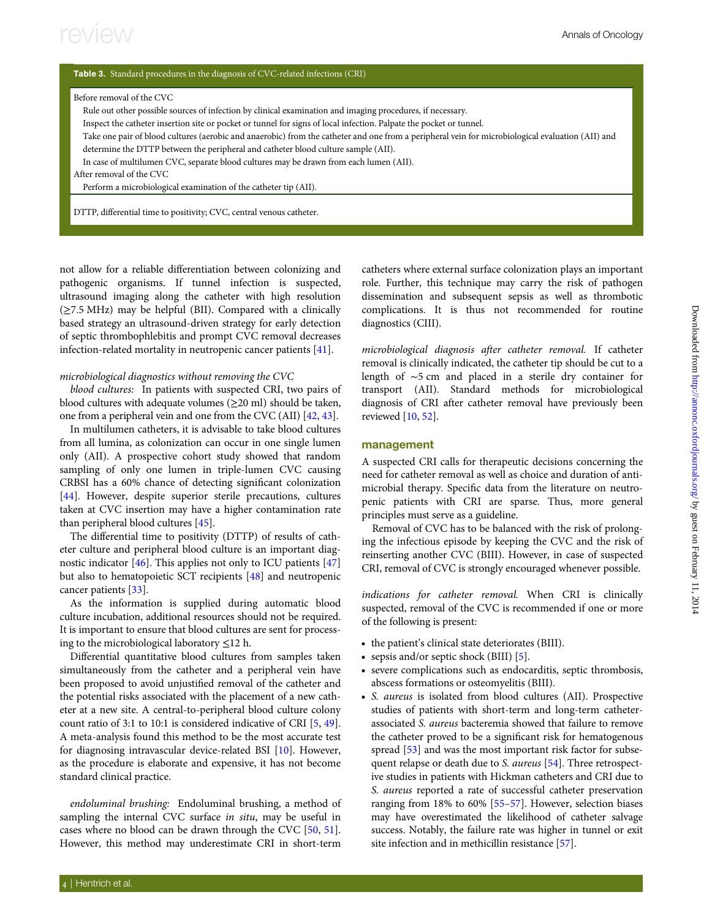**Table 3.** Standard procedures in the diagnosis of CVC-related infections (CRI)

| |
|---|
| Before removal of the CVC |
| Rule out other possible sources of infection by clinical examination and imaging procedures, if necessary. |
| Inspect the catheter insertion site or pocket or tunnel for signs of local infection. Palpate the pocket or tunnel. |
| Take one pair of blood cultures (aerobic and anaerobic) from the catheter and one from a peripheral vein for microbiological evaluation (AII) and determine the DTTP between the peripheral and catheter blood culture sample (AII). |
| In case of multilumen CVC, separate blood cultures may be drawn from each lumen (AII). |
| After removal of the CVC |
| Perform a microbiological examination of the catheter tip (AII). |

DTTP, differential time to positivity; CVC, central venous catheter.

not allow for a reliable differentiation between colonizing and pathogenic organisms. If tunnel infection is suspected, ultrasound imaging along the catheter with high resolution (≥7.5 MHz) may be helpful (BII). Compared with a clinically based strategy an ultrasound-driven strategy for early detection of septic thrombophlebitis and prompt CVC removal decreases infection-related mortality in neutropenic cancer patients [41].

*microbiological diagnostics without removing the CVC*

*blood cultures:* In patients with suspected CRI, two pairs of blood cultures with adequate volumes (≥20 ml) should be taken, one from a peripheral vein and one from the CVC (AII) [42, 43].

In multilumen catheters, it is advisable to take blood cultures from all lumina, as colonization can occur in one single lumen only (AII). A prospective cohort study showed that random sampling of only one lumen in triple-lumen CVC causing CRBSI has a 60% chance of detecting significant colonization [44]. However, despite superior sterile precautions, cultures taken at CVC insertion may have a higher contamination rate than peripheral blood cultures [45].

The differential time to positivity (DTTP) of results of catheter culture and peripheral blood culture is an important diagnostic indicator [46]. This applies not only to ICU patients [47] but also to hematopoietic SCT recipients [48] and neutropenic cancer patients [33].

As the information is supplied during automatic blood culture incubation, additional resources should not be required. It is important to ensure that blood cultures are sent for processing to the microbiological laboratory ≤12 h.

Differential quantitative blood cultures from samples taken simultaneously from the catheter and a peripheral vein have been proposed to avoid unjustified removal of the catheter and the potential risks associated with the placement of a new catheter at a new site. A central-to-peripheral blood culture colony count ratio of 3:1 to 10:1 is considered indicative of CRI [5, 49]. A meta-analysis found this method to be the most accurate test for diagnosing intravascular device-related BSI [10]. However, as the procedure is elaborate and expensive, it has not become standard clinical practice.

*endoluminal brushing:* Endoluminal brushing, a method of sampling the internal CVC surface *in situ*, may be useful in cases where no blood can be drawn through the CVC [50, 51]. However, this method may underestimate CRI in short-term catheters where external surface colonization plays an important role. Further, this technique may carry the risk of pathogen dissemination and subsequent sepsis as well as thrombotic complications. It is thus not recommended for routine diagnostics (CIII).

*microbiological diagnosis after catheter removal.* If catheter removal is clinically indicated, the catheter tip should be cut to a length of ∼5 cm and placed in a sterile dry container for transport (AII). Standard methods for microbiological diagnosis of CRI after catheter removal have previously been reviewed [10, 52].

## management

A suspected CRI calls for therapeutic decisions concerning the need for catheter removal as well as choice and duration of antimicrobial therapy. Specific data from the literature on neutropenic patients with CRI are sparse. Thus, more general principles must serve as a guideline.

Removal of CVC has to be balanced with the risk of prolonging the infectious episode by keeping the CVC and the risk of reinserting another CVC (BIII). However, in case of suspected CRI, removal of CVC is strongly encouraged whenever possible.

*indications for catheter removal.* When CRI is clinically suspected, removal of the CVC is recommended if one or more of the following is present:

- the patient's clinical state deteriorates (BIII).
- sepsis and/or septic shock (BIII) [5].
- severe complications such as endocarditis, septic thrombosis, abscess formations or osteomyelitis (BIII).
- *S. aureus* is isolated from blood cultures (AII). Prospective studies of patients with short-term and long-term catheter-associated *S. aureus* bacteremia showed that failure to remove the catheter proved to be a significant risk for hematogenous spread [53] and was the most important risk factor for subsequent relapse or death due to *S. aureus* [54]. Three retrospective studies in patients with Hickman catheters and CRI due to *S. aureus* reported a rate of successful catheter preservation ranging from 18% to 60% [55–57]. However, selection biases may have overestimated the likelihood of catheter salvage success. Notably, the failure rate was higher in tunnel or exit site infection and in methicillin resistance [57].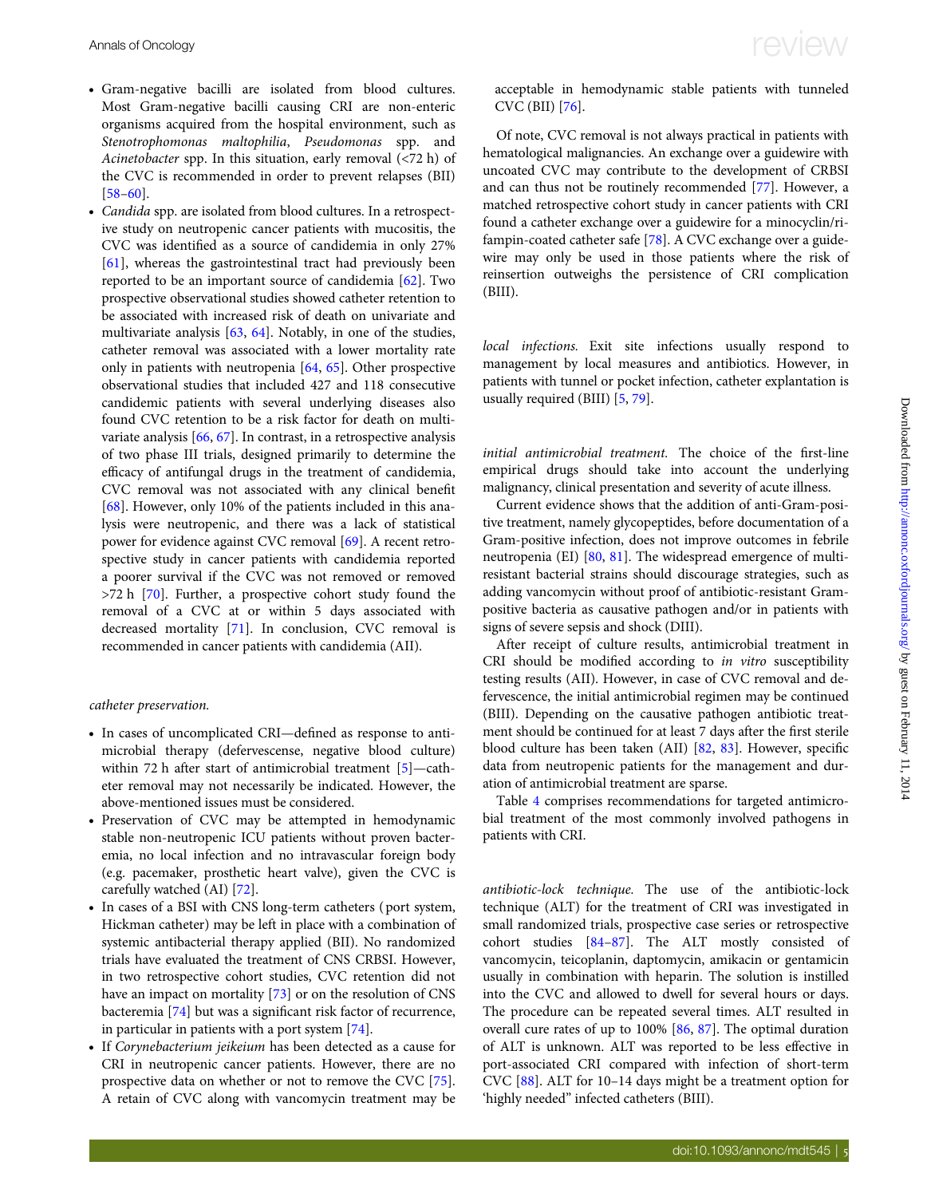- Gram-negative bacilli are isolated from blood cultures. Most Gram-negative bacilli causing CRI are non-enteric organisms acquired from the hospital environment, such as *Stenotrophomonas maltophilia*, *Pseudomonas* spp. and *Acinetobacter* spp. In this situation, early removal (<72 h) of the CVC is recommended in order to prevent relapses (BII) [58–60].
- *Candida* spp. are isolated from blood cultures. In a retrospective study on neutropenic cancer patients with mucositis, the CVC was identified as a source of candidemia in only 27% [61], whereas the gastrointestinal tract had previously been reported to be an important source of candidemia [62]. Two prospective observational studies showed catheter retention to be associated with increased risk of death on univariate and multivariate analysis [63, 64]. Notably, in one of the studies, catheter removal was associated with a lower mortality rate only in patients with neutropenia [64, 65]. Other prospective observational studies that included 427 and 118 consecutive candidemic patients with several underlying diseases also found CVC retention to be a risk factor for death on multivariate analysis [66, 67]. In contrast, in a retrospective analysis of two phase III trials, designed primarily to determine the efficacy of antifungal drugs in the treatment of candidemia, CVC removal was not associated with any clinical benefit [68]. However, only 10% of the patients included in this analysis were neutropenic, and there was a lack of statistical power for evidence against CVC removal [69]. A recent retrospective study in cancer patients with candidemia reported a poorer survival if the CVC was not removed or removed >72 h [70]. Further, a prospective cohort study found the removal of a CVC at or within 5 days associated with decreased mortality [71]. In conclusion, CVC removal is recommended in cancer patients with candidemia (AII).

*catheter preservation.*

- In cases of uncomplicated CRI—defined as response to antimicrobial therapy (defervescense, negative blood culture) within 72 h after start of antimicrobial treatment [5]—catheter removal may not necessarily be indicated. However, the above-mentioned issues must be considered.
- Preservation of CVC may be attempted in hemodynamic stable non-neutropenic ICU patients without proven bacteremia, no local infection and no intravascular foreign body (e.g. pacemaker, prosthetic heart valve), given the CVC is carefully watched (AI) [72].
- In cases of a BSI with CNS long-term catheters (port system, Hickman catheter) may be left in place with a combination of systemic antibacterial therapy applied (BII). No randomized trials have evaluated the treatment of CNS CRBSI. However, in two retrospective cohort studies, CVC retention did not have an impact on mortality [73] or on the resolution of CNS bacteremia [74] but was a significant risk factor of recurrence, in particular in patients with a port system [74].
- If *Corynebacterium jeikeium* has been detected as a cause for CRI in neutropenic cancer patients. However, there are no prospective data on whether or not to remove the CVC [75]. A retain of CVC along with vancomycin treatment may be acceptable in hemodynamic stable patients with tunneled CVC (BII) [76].

Of note, CVC removal is not always practical in patients with hematological malignancies. An exchange over a guidewire with uncoated CVC may contribute to the development of CRBSI and can thus not be routinely recommended [77]. However, a matched retrospective cohort study in cancer patients with CRI found a catheter exchange over a guidewire for a minocyclin/rifampin-coated catheter safe [78]. A CVC exchange over a guidewire may only be used in those patients where the risk of reinsertion outweighs the persistence of CRI complication (BIII).

*local infections.* Exit site infections usually respond to management by local measures and antibiotics. However, in patients with tunnel or pocket infection, catheter explantation is usually required (BIII) [5, 79].

*initial antimicrobial treatment.* The choice of the first-line empirical drugs should take into account the underlying malignancy, clinical presentation and severity of acute illness.

Current evidence shows that the addition of anti-Gram-positive treatment, namely glycopeptides, before documentation of a Gram-positive infection, does not improve outcomes in febrile neutropenia (EI) [80, 81]. The widespread emergence of multi-resistant bacterial strains should discourage strategies, such as adding vancomycin without proof of antibiotic-resistant Gram-positive bacteria as causative pathogen and/or in patients with signs of severe sepsis and shock (DIII).

After receipt of culture results, antimicrobial treatment in CRI should be modified according to *in vitro* susceptibility testing results (AII). However, in case of CVC removal and defervescence, the initial antimicrobial regimen may be continued (BIII). Depending on the causative pathogen antibiotic treatment should be continued for at least 7 days after the first sterile blood culture has been taken (AII) [82, 83]. However, specific data from neutropenic patients for the management and duration of antimicrobial treatment are sparse.

Table 4 comprises recommendations for targeted antimicrobial treatment of the most commonly involved pathogens in patients with CRI.

*antibiotic-lock technique.* The use of the antibiotic-lock technique (ALT) for the treatment of CRI was investigated in small randomized trials, prospective case series or retrospective cohort studies [84–87]. The ALT mostly consisted of vancomycin, teicoplanin, daptomycin, amikacin or gentamicin usually in combination with heparin. The solution is instilled into the CVC and allowed to dwell for several hours or days. The procedure can be repeated several times. ALT resulted in overall cure rates of up to 100% [86, 87]. The optimal duration of ALT is unknown. ALT was reported to be less effective in port-associated CRI compared with infection of short-term CVC [88]. ALT for 10–14 days might be a treatment option for 'highly needed" infected catheters (BIII).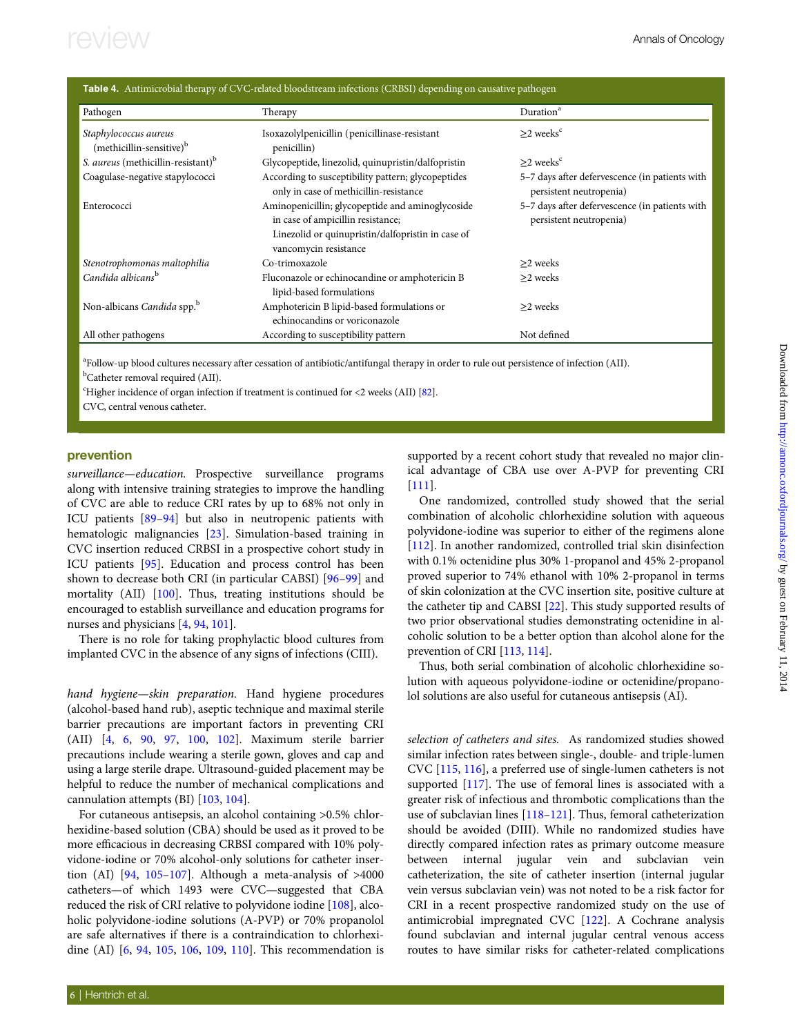**Table 4.** Antimicrobial therapy of CVC-related bloodstream infections (CRBSI) depending on causative pathogen

| Pathogen | Therapy | Duration[a] |
|---|---|---|
| *Staphylococcus aureus* (methicillin-sensitive)[b] | Isoxazolylpenicillin (penicillinase-resistant penicillin) | ≥2 weeks[c] |
| *S. aureus* (methicillin-resistant)[b] | Glycopeptide, linezolid, quinupristin/dalfopristin | ≥2 weeks[c] |
| Coagulase-negative stapylococci | According to susceptibility pattern; glycopeptides only in case of methicillin-resistance | 5–7 days after defervescence (in patients with persistent neutropenia) |
| Enterococci | Aminopenicillin; glycopeptide and aminoglycoside in case of ampicillin resistance; Linezolid or quinupristin/dalfopristin in case of vancomycin resistance | 5–7 days after defervescence (in patients with persistent neutropenia) |
| *Stenotrophomonas maltophilia* | Co-trimoxazole | ≥2 weeks |
| *Candida albicans*[b] | Fluconazole or echinocandine or amphotericin B lipid-based formulations | ≥2 weeks |
| Non-albicans *Candida* spp.[b] | Amphotericin B lipid-based formulations or echinocandins or voriconazole | ≥2 weeks |
| All other pathogens | According to susceptibility pattern | Not defined |

[a]Follow-up blood cultures necessary after cessation of antibiotic/antifungal therapy in order to rule out persistence of infection (AII).
[b]Catheter removal required (AII).
[c]Higher incidence of organ infection if treatment is continued for <2 weeks (AII) [82].
CVC, central venous catheter.

## prevention

*surveillance—education.* Prospective surveillance programs along with intensive training strategies to improve the handling of CVC are able to reduce CRI rates by up to 68% not only in ICU patients [89–94] but also in neutropenic patients with hematologic malignancies [23]. Simulation-based training in CVC insertion reduced CRBSI in a prospective cohort study in ICU patients [95]. Education and process control has been shown to decrease both CRI (in particular CABSI) [96–99] and mortality (AII) [100]. Thus, treating institutions should be encouraged to establish surveillance and education programs for nurses and physicians [4, 94, 101].

There is no role for taking prophylactic blood cultures from implanted CVC in the absence of any signs of infections (CIII).

*hand hygiene—skin preparation.* Hand hygiene procedures (alcohol-based hand rub), aseptic technique and maximal sterile barrier precautions are important factors in preventing CRI (AII) [4, 6, 90, 97, 100, 102]. Maximum sterile barrier precautions include wearing a sterile gown, gloves and cap and using a large sterile drape. Ultrasound-guided placement may be helpful to reduce the number of mechanical complications and cannulation attempts (BI) [103, 104].

For cutaneous antisepsis, an alcohol containing >0.5% chlorhexidine-based solution (CBA) should be used as it proved to be more efficacious in decreasing CRBSI compared with 10% polyvidone-iodine or 70% alcohol-only solutions for catheter insertion (AI) [94, 105–107]. Although a meta-analysis of >4000 catheters—of which 1493 were CVC—suggested that CBA reduced the risk of CRI relative to polyvidone iodine [108], alcoholic polyvidone-iodine solutions (A-PVP) or 70% propanolol are safe alternatives if there is a contraindication to chlorhexidine (AI) [6, 94, 105, 106, 109, 110]. This recommendation is supported by a recent cohort study that revealed no major clinical advantage of CBA use over A-PVP for preventing CRI [111].

One randomized, controlled study showed that the serial combination of alcoholic chlorhexidine solution with aqueous polyvidone-iodine was superior to either of the regimens alone [112]. In another randomized, controlled trial skin disinfection with 0.1% octenidine plus 30% 1-propanol and 45% 2-propanol proved superior to 74% ethanol with 10% 2-propanol in terms of skin colonization at the CVC insertion site, positive culture at the catheter tip and CABSI [22]. This study supported results of two prior observational studies demonstrating octenidine in alcoholic solution to be a better option than alcohol alone for the prevention of CRI [113, 114].

Thus, both serial combination of alcoholic chlorhexidine solution with aqueous polyvidone-iodine or octenidine/propanolol solutions are also useful for cutaneous antisepsis (AI).

*selection of catheters and sites.* As randomized studies showed similar infection rates between single-, double- and triple-lumen CVC [115, 116], a preferred use of single-lumen catheters is not supported [117]. The use of femoral lines is associated with a greater risk of infectious and thrombotic complications than the use of subclavian lines [118–121]. Thus, femoral catheterization should be avoided (DIII). While no randomized studies have directly compared infection rates as primary outcome measure between internal jugular vein and subclavian vein catheterization, the site of catheter insertion (internal jugular vein versus subclavian vein) was not noted to be a risk factor for CRI in a recent prospective randomized study on the use of antimicrobial impregnated CVC [122]. A Cochrane analysis found subclavian and internal jugular central venous access routes to have similar risks for catheter-related complications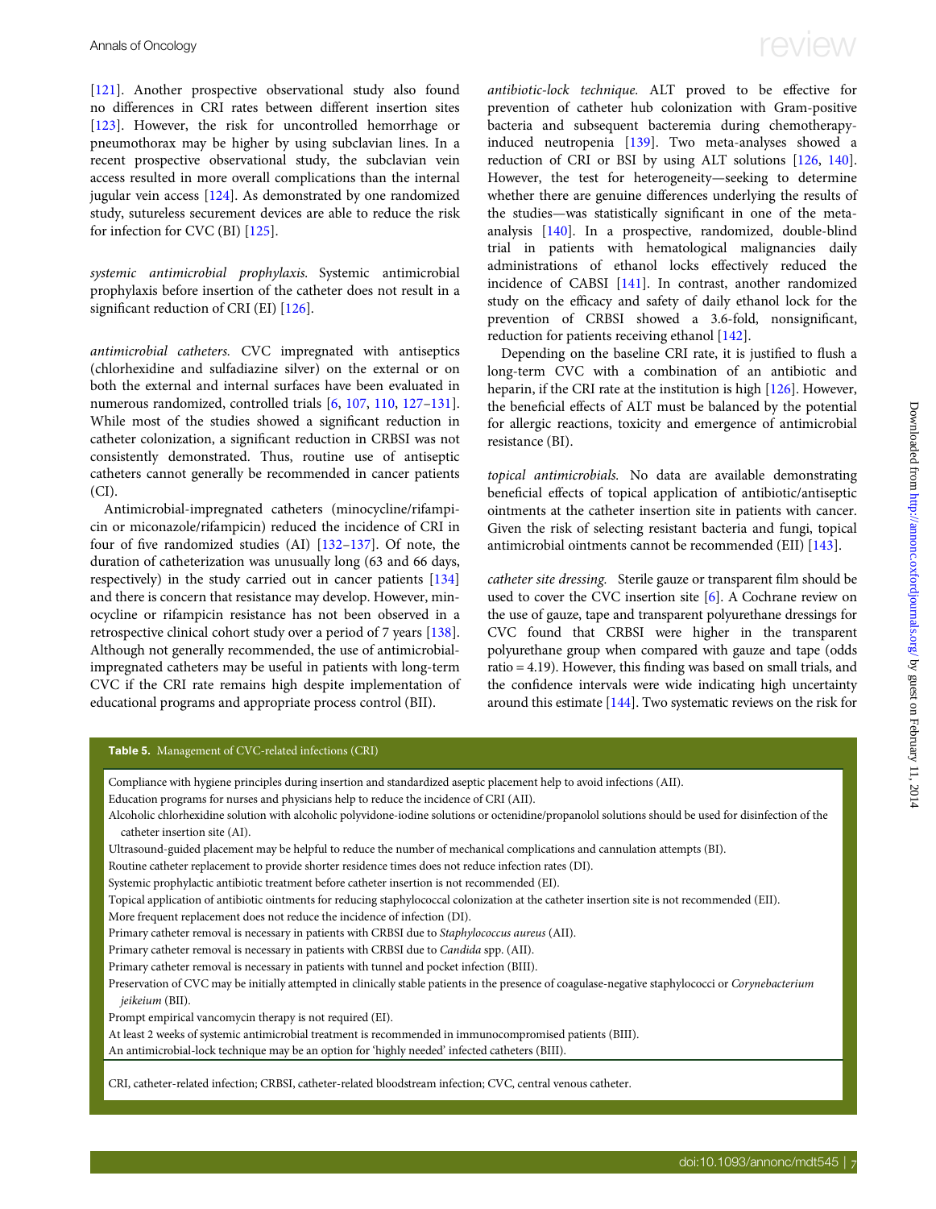[121]. Another prospective observational study also found no differences in CRI rates between different insertion sites [123]. However, the risk for uncontrolled hemorrhage or pneumothorax may be higher by using subclavian lines. In a recent prospective observational study, the subclavian vein access resulted in more overall complications than the internal jugular vein access [124]. As demonstrated by one randomized study, sutureless securement devices are able to reduce the risk for infection for CVC (BI) [125].

*systemic antimicrobial prophylaxis.* Systemic antimicrobial prophylaxis before insertion of the catheter does not result in a significant reduction of CRI (EI) [126].

*antimicrobial catheters.* CVC impregnated with antiseptics (chlorhexidine and sulfadiazine silver) on the external or on both the external and internal surfaces have been evaluated in numerous randomized, controlled trials [6, 107, 110, 127–131]. While most of the studies showed a significant reduction in catheter colonization, a significant reduction in CRBSI was not consistently demonstrated. Thus, routine use of antiseptic catheters cannot generally be recommended in cancer patients (CI).

Antimicrobial-impregnated catheters (minocycline/rifampicin or miconazole/rifampicin) reduced the incidence of CRI in four of five randomized studies (AI) [132–137]. Of note, the duration of catheterization was unusually long (63 and 66 days, respectively) in the study carried out in cancer patients [134] and there is concern that resistance may develop. However, minocycline or rifampicin resistance has not been observed in a retrospective clinical cohort study over a period of 7 years [138]. Although not generally recommended, the use of antimicrobial-impregnated catheters may be useful in patients with long-term CVC if the CRI rate remains high despite implementation of educational programs and appropriate process control (BII).

*antibiotic-lock technique.* ALT proved to be effective for prevention of catheter hub colonization with Gram-positive bacteria and subsequent bacteremia during chemotherapy-induced neutropenia [139]. Two meta-analyses showed a reduction of CRI or BSI by using ALT solutions [126, 140]. However, the test for heterogeneity—seeking to determine whether there are genuine differences underlying the results of the studies—was statistically significant in one of the meta-analysis [140]. In a prospective, randomized, double-blind trial in patients with hematological malignancies daily administrations of ethanol locks effectively reduced the incidence of CABSI [141]. In contrast, another randomized study on the efficacy and safety of daily ethanol lock for the prevention of CRBSI showed a 3.6-fold, nonsignificant, reduction for patients receiving ethanol [142].

Depending on the baseline CRI rate, it is justified to flush a long-term CVC with a combination of an antibiotic and heparin, if the CRI rate at the institution is high [126]. However, the beneficial effects of ALT must be balanced by the potential for allergic reactions, toxicity and emergence of antimicrobial resistance (BI).

*topical antimicrobials.* No data are available demonstrating beneficial effects of topical application of antibiotic/antiseptic ointments at the catheter insertion site in patients with cancer. Given the risk of selecting resistant bacteria and fungi, topical antimicrobial ointments cannot be recommended (EII) [143].

*catheter site dressing.* Sterile gauze or transparent film should be used to cover the CVC insertion site [6]. A Cochrane review on the use of gauze, tape and transparent polyurethane dressings for CVC found that CRBSI were higher in the transparent polyurethane group when compared with gauze and tape (odds ratio = 4.19). However, this finding was based on small trials, and the confidence intervals were wide indicating high uncertainty around this estimate [144]. Two systematic reviews on the risk for

**Table 5.** Management of CVC-related infections (CRI)

| |
|---|
| Compliance with hygiene principles during insertion and standardized aseptic placement help to avoid infections (AII). |
| Education programs for nurses and physicians help to reduce the incidence of CRI (AII). |
| Alcoholic chlorhexidine solution with alcoholic polyvidone-iodine solutions or octenidine/propanolol solutions should be used for disinfection of the catheter insertion site (AI). |
| Ultrasound-guided placement may be helpful to reduce the number of mechanical complications and cannulation attempts (BI). |
| Routine catheter replacement to provide shorter residence times does not reduce infection rates (DI). |
| Systemic prophylactic antibiotic treatment before catheter insertion is not recommended (EI). |
| Topical application of antibiotic ointments for reducing staphylococcal colonization at the catheter insertion site is not recommended (EII). |
| More frequent replacement does not reduce the incidence of infection (DI). |
| Primary catheter removal is necessary in patients with CRBSI due to *Staphylococcus aureus* (AII). |
| Primary catheter removal is necessary in patients with CRBSI due to *Candida* spp. (AII). |
| Primary catheter removal is necessary in patients with tunnel and pocket infection (BIII). |
| Preservation of CVC may be initially attempted in clinically stable patients in the presence of coagulase-negative staphylococci or *Corynebacterium jeikeium* (BII). |
| Prompt empirical vancomycin therapy is not required (EI). |
| At least 2 weeks of systemic antimicrobial treatment is recommended in immunocompromised patients (BIII). |
| An antimicrobial-lock technique may be an option for 'highly needed' infected catheters (BIII). |

CRI, catheter-related infection; CRBSI, catheter-related bloodstream infection; CVC, central venous catheter.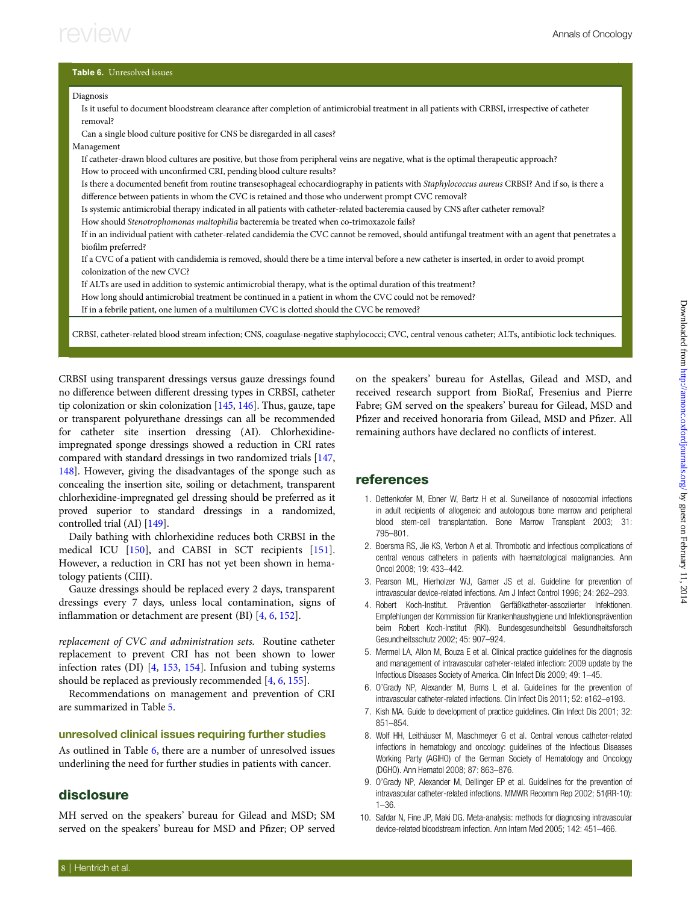**Table 6.** Unresolved issues

| |
|---|
| Diagnosis |
| Is it useful to document bloodstream clearance after completion of antimicrobial treatment in all patients with CRBSI, irrespective of catheter removal? |
| Can a single blood culture positive for CNS be disregarded in all cases? |
| Management |
| If catheter-drawn blood cultures are positive, but those from peripheral veins are negative, what is the optimal therapeutic approach? |
| How to proceed with unconfirmed CRI, pending blood culture results? |
| Is there a documented benefit from routine transesophageal echocardiography in patients with *Staphylococcus aureus* CRBSI? And if so, is there a difference between patients in whom the CVC is retained and those who underwent prompt CVC removal? |
| Is systemic antimicrobial therapy indicated in all patients with catheter-related bacteremia caused by CNS after catheter removal? |
| How should *Stenotrophomonas maltophilia* bacteremia be treated when co-trimoxazole fails? |
| If in an individual patient with catheter-related candidemia the CVC cannot be removed, should antifungal treatment with an agent that penetrates a biofilm preferred? |
| If a CVC of a patient with candidemia is removed, should there be a time interval before a new catheter is inserted, in order to avoid prompt colonization of the new CVC? |
| If ALTs are used in addition to systemic antimicrobial therapy, what is the optimal duration of this treatment? |
| How long should antimicrobial treatment be continued in a patient in whom the CVC could not be removed? |
| If in a febrile patient, one lumen of a multilumen CVC is clotted should the CVC be removed? |

CRBSI, catheter-related blood stream infection; CNS, coagulase-negative staphylococci; CVC, central venous catheter; ALTs, antibiotic lock techniques.

CRBSI using transparent dressings versus gauze dressings found no difference between different dressing types in CRBSI, catheter tip colonization or skin colonization [145, 146]. Thus, gauze, tape or transparent polyurethane dressings can all be recommended for catheter site insertion dressing (AI). Chlorhexidine-impregnated sponge dressings showed a reduction in CRI rates compared with standard dressings in two randomized trials [147, 148]. However, giving the disadvantages of the sponge such as concealing the insertion site, soiling or detachment, transparent chlorhexidine-impregnated gel dressing should be preferred as it proved superior to standard dressings in a randomized, controlled trial (AI) [149].

Daily bathing with chlorhexidine reduces both CRBSI in the medical ICU [150], and CABSI in SCT recipients [151]. However, a reduction in CRI has not yet been shown in hematology patients (CIII).

Gauze dressings should be replaced every 2 days, transparent dressings every 7 days, unless local contamination, signs of inflammation or detachment are present (BI) [4, 6, 152].

*replacement of CVC and administration sets.* Routine catheter replacement to prevent CRI has not been shown to lower infection rates (DI) [4, 153, 154]. Infusion and tubing systems should be replaced as previously recommended [4, 6, 155].

Recommendations on management and prevention of CRI are summarized in Table 5.

### unresolved clinical issues requiring further studies

As outlined in Table 6, there are a number of unresolved issues underlining the need for further studies in patients with cancer.

## disclosure

MH served on the speakers' bureau for Gilead and MSD; SM served on the speakers' bureau for MSD and Pfizer; OP served on the speakers' bureau for Astellas, Gilead and MSD, and received research support from BioRaf, Fresenius and Pierre Fabre; GM served on the speakers' bureau for Gilead, MSD and Pfizer and received honoraria from Gilead, MSD and Pfizer. All remaining authors have declared no conflicts of interest.

## references

1. Dettenkofer M, Ebner W, Bertz H et al. Surveillance of nosocomial infections in adult recipients of allogeneic and autologous bone marrow and peripheral blood stem-cell transplantation. Bone Marrow Transplant 2003; 31: 795–801.
2. Boersma RS, Jie KS, Verbon A et al. Thrombotic and infectious complications of central venous catheters in patients with haematological malignancies. Ann Oncol 2008; 19: 433–442.
3. Pearson ML, Hierholzer WJ, Garner JS et al. Guideline for prevention of intravascular device-related infections. Am J Infect Control 1996; 24: 262–293.
4. Robert Koch-Institut. Prävention Gerfäßkatheter-assoziierter Infektionen. Empfehlungen der Kommission für Krankenhaushygiene und Infektionsprävention beim Robert Koch-Institut (RKI). Bundesgesundheitsbl Gesundheitsforsch Gesundheitsschutz 2002; 45: 907–924.
5. Mermel LA, Allon M, Bouza E et al. Clinical practice guidelines for the diagnosis and management of intravascular catheter-related infection: 2009 update by the Infectious Diseases Society of America. Clin Infect Dis 2009; 49: 1–45.
6. O'Grady NP, Alexander M, Burns L et al. Guidelines for the prevention of intravascular catheter-related infections. Clin Infect Dis 2011; 52: e162–e193.
7. Kish MA. Guide to development of practice guidelines. Clin Infect Dis 2001; 32: 851–854.
8. Wolf HH, Leithäuser M, Maschmeyer G et al. Central venous catheter-related infections in hematology and oncology: guidelines of the Infectious Diseases Working Party (AGIHO) of the German Society of Hematology and Oncology (DGHO). Ann Hematol 2008; 87: 863–876.
9. O'Grady NP, Alexander M, Dellinger EP et al. Guidelines for the prevention of intravascular catheter-related infections. MMWR Recomm Rep 2002; 51(RR-10): 1–36.
10. Safdar N, Fine JP, Maki DG. Meta-analysis: methods for diagnosing intravascular device-related bloodstream infection. Ann Intern Med 2005; 142: 451–466.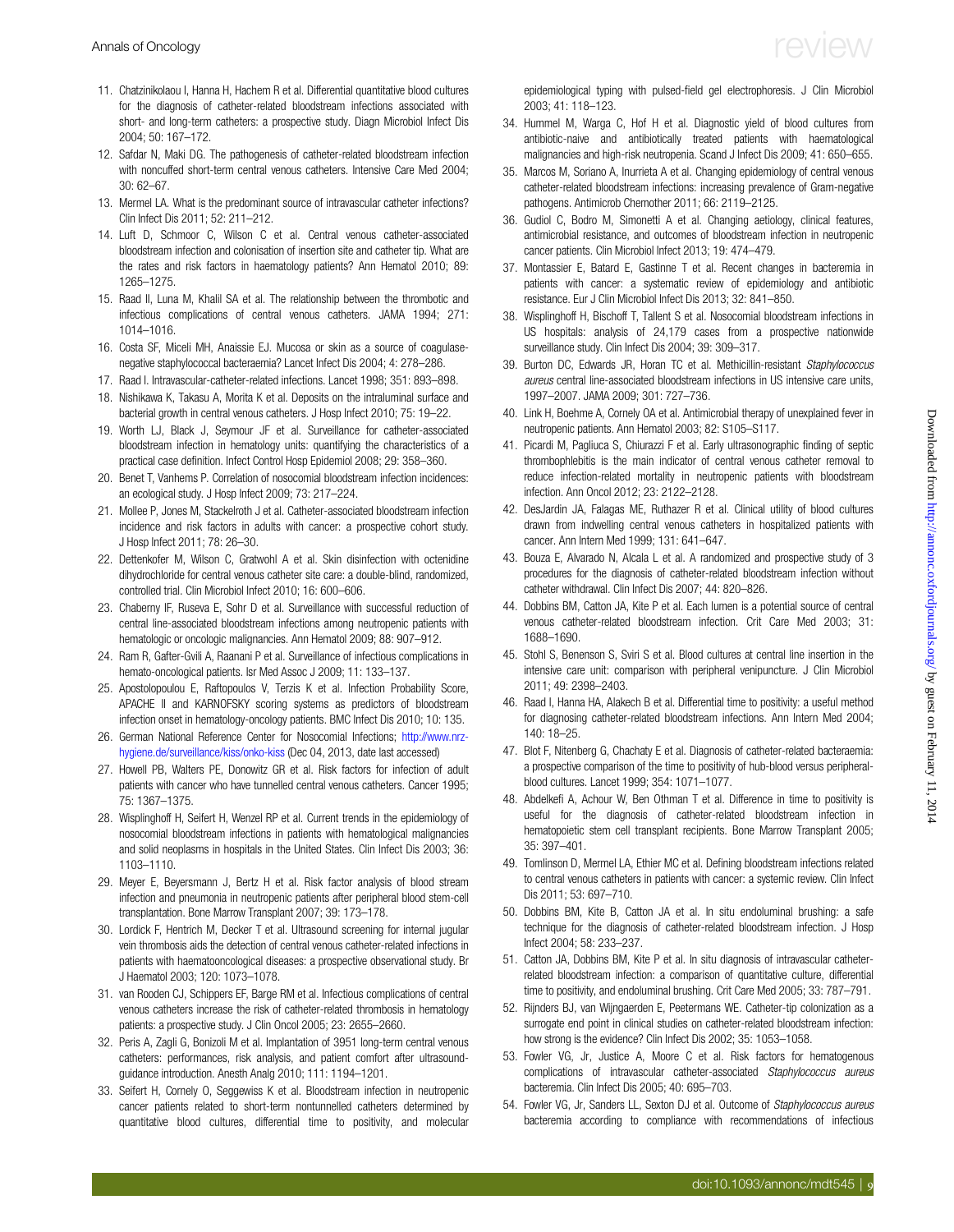11. Chatzinikolaou I, Hanna H, Hachem R et al. Differential quantitative blood cultures for the diagnosis of catheter-related bloodstream infections associated with short- and long-term catheters: a prospective study. Diagn Microbiol Infect Dis 2004; 50: 167–172.
12. Safdar N, Maki DG. The pathogenesis of catheter-related bloodstream infection with noncuffed short-term central venous catheters. Intensive Care Med 2004; 30: 62–67.
13. Mermel LA. What is the predominant source of intravascular catheter infections? Clin Infect Dis 2011; 52: 211–212.
14. Luft D, Schmoor C, Wilson C et al. Central venous catheter-associated bloodstream infection and colonisation of insertion site and catheter tip. What are the rates and risk factors in haematology patients? Ann Hematol 2010; 89: 1265–1275.
15. Raad II, Luna M, Khalil SA et al. The relationship between the thrombotic and infectious complications of central venous catheters. JAMA 1994; 271: 1014–1016.
16. Costa SF, Miceli MH, Anaissie EJ. Mucosa or skin as a source of coagulase-negative staphylococcal bacteraemia? Lancet Infect Dis 2004; 4: 278–286.
17. Raad I. Intravascular-catheter-related infections. Lancet 1998; 351: 893–898.
18. Nishikawa K, Takasu A, Morita K et al. Deposits on the intraluminal surface and bacterial growth in central venous catheters. J Hosp Infect 2010; 75: 19–22.
19. Worth LJ, Black J, Seymour JF et al. Surveillance for catheter-associated bloodstream infection in hematology units: quantifying the characteristics of a practical case definition. Infect Control Hosp Epidemiol 2008; 29: 358–360.
20. Benet T, Vanhems P. Correlation of nosocomial bloodstream infection incidences: an ecological study. J Hosp Infect 2009; 73: 217–224.
21. Mollee P, Jones M, Stackelroth J et al. Catheter-associated bloodstream infection incidence and risk factors in adults with cancer: a prospective cohort study. J Hosp Infect 2011; 78: 26–30.
22. Dettenkofer M, Wilson C, Gratwohl A et al. Skin disinfection with octenidine dihydrochloride for central venous catheter site care: a double-blind, randomized, controlled trial. Clin Microbiol Infect 2010; 16: 600–606.
23. Chaberny IF, Ruseva E, Sohr D et al. Surveillance with successful reduction of central line-associated bloodstream infections among neutropenic patients with hematologic or oncologic malignancies. Ann Hematol 2009; 88: 907–912.
24. Ram R, Gafter-Gvili A, Raanani P et al. Surveillance of infectious complications in hemato-oncological patients. Isr Med Assoc J 2009; 11: 133–137.
25. Apostolopoulou E, Raftopoulos V, Terzis K et al. Infection Probability Score, APACHE II and KARNOFSKY scoring systems as predictors of bloodstream infection onset in hematology-oncology patients. BMC Infect Dis 2010; 10: 135.
26. German National Reference Center for Nosocomial Infections; http://www.nrz-hygiene.de/surveillance/kiss/onko-kiss (Dec 04, 2013, date last accessed)
27. Howell PB, Walters PE, Donowitz GR et al. Risk factors for infection of adult patients with cancer who have tunnelled central venous catheters. Cancer 1995; 75: 1367–1375.
28. Wisplinghoff H, Seifert H, Wenzel RP et al. Current trends in the epidemiology of nosocomial bloodstream infections in patients with hematological malignancies and solid neoplasms in hospitals in the United States. Clin Infect Dis 2003; 36: 1103–1110.
29. Meyer E, Beyersmann J, Bertz H et al. Risk factor analysis of blood stream infection and pneumonia in neutropenic patients after peripheral blood stem-cell transplantation. Bone Marrow Transplant 2007; 39: 173–178.
30. Lordick F, Hentrich M, Decker T et al. Ultrasound screening for internal jugular vein thrombosis aids the detection of central venous catheter-related infections in patients with haematooncological diseases: a prospective observational study. Br J Haematol 2003; 120: 1073–1078.
31. van Rooden CJ, Schippers EF, Barge RM et al. Infectious complications of central venous catheters increase the risk of catheter-related thrombosis in hematology patients: a prospective study. J Clin Oncol 2005; 23: 2655–2660.
32. Peris A, Zagli G, Bonizoli M et al. Implantation of 3951 long-term central venous catheters: performances, risk analysis, and patient comfort after ultrasound-guidance introduction. Anesth Analg 2010; 111: 1194–1201.
33. Seifert H, Cornely O, Seggewiss K et al. Bloodstream infection in neutropenic cancer patients related to short-term nontunnelled catheters determined by quantitative blood cultures, differential time to positivity, and molecular epidemiological typing with pulsed-field gel electrophoresis. J Clin Microbiol 2003; 41: 118–123.
34. Hummel M, Warga C, Hof H et al. Diagnostic yield of blood cultures from antibiotic-naive and antibiotically treated patients with haematological malignancies and high-risk neutropenia. Scand J Infect Dis 2009; 41: 650–655.
35. Marcos M, Soriano A, Inurrieta A et al. Changing epidemiology of central venous catheter-related bloodstream infections: increasing prevalence of Gram-negative pathogens. Antimicrob Chemother 2011; 66: 2119–2125.
36. Gudiol C, Bodro M, Simonetti A et al. Changing aetiology, clinical features, antimicrobial resistance, and outcomes of bloodstream infection in neutropenic cancer patients. Clin Microbiol Infect 2013; 19: 474–479.
37. Montassier E, Batard E, Gastinne T et al. Recent changes in bacteremia in patients with cancer: a systematic review of epidemiology and antibiotic resistance. Eur J Clin Microbiol Infect Dis 2013; 32: 841–850.
38. Wisplinghoff H, Bischoff T, Tallent S et al. Nosocomial bloodstream infections in US hospitals: analysis of 24,179 cases from a prospective nationwide surveillance study. Clin Infect Dis 2004; 39: 309–317.
39. Burton DC, Edwards JR, Horan TC et al. Methicillin-resistant *Staphylococcus aureus* central line-associated bloodstream infections in US intensive care units, 1997–2007. JAMA 2009; 301: 727–736.
40. Link H, Boehme A, Cornely OA et al. Antimicrobial therapy of unexplained fever in neutropenic patients. Ann Hematol 2003; 82: S105–S117.
41. Picardi M, Pagliuca S, Chiurazzi F et al. Early ultrasonographic finding of septic thrombophlebitis is the main indicator of central venous catheter removal to reduce infection-related mortality in neutropenic patients with bloodstream infection. Ann Oncol 2012; 23: 2122–2128.
42. DesJardin JA, Falagas ME, Ruthazer R et al. Clinical utility of blood cultures drawn from indwelling central venous catheters in hospitalized patients with cancer. Ann Intern Med 1999; 131: 641–647.
43. Bouza E, Alvarado N, Alcala L et al. A randomized and prospective study of 3 procedures for the diagnosis of catheter-related bloodstream infection without catheter withdrawal. Clin Infect Dis 2007; 44: 820–826.
44. Dobbins BM, Catton JA, Kite P et al. Each lumen is a potential source of central venous catheter-related bloodstream infection. Crit Care Med 2003; 31: 1688–1690.
45. Stohl S, Benenson S, Sviri S et al. Blood cultures at central line insertion in the intensive care unit: comparison with peripheral venipuncture. J Clin Microbiol 2011; 49: 2398–2403.
46. Raad I, Hanna HA, Alakech B et al. Differential time to positivity: a useful method for diagnosing catheter-related bloodstream infections. Ann Intern Med 2004; 140: 18–25.
47. Blot F, Nitenberg G, Chachaty E et al. Diagnosis of catheter-related bacteraemia: a prospective comparison of the time to positivity of hub-blood versus peripheral-blood cultures. Lancet 1999; 354: 1071–1077.
48. Abdelkefi A, Achour W, Ben Othman T et al. Difference in time to positivity is useful for the diagnosis of catheter-related bloodstream infection in hematopoietic stem cell transplant recipients. Bone Marrow Transplant 2005; 35: 397–401.
49. Tomlinson D, Mermel LA, Ethier MC et al. Defining bloodstream infections related to central venous catheters in patients with cancer: a systemic review. Clin Infect Dis 2011; 53: 697–710.
50. Dobbins BM, Kite B, Catton JA et al. In situ endoluminal brushing: a safe technique for the diagnosis of catheter-related bloodstream infection. J Hosp Infect 2004; 58: 233–237.
51. Catton JA, Dobbins BM, Kite P et al. In situ diagnosis of intravascular catheter-related bloodstream infection: a comparison of quantitative culture, differential time to positivity, and endoluminal brushing. Crit Care Med 2005; 33: 787–791.
52. Rijnders BJ, van Wijngaerden E, Peetermans WE. Catheter-tip colonization as a surrogate end point in clinical studies on catheter-related bloodstream infection: how strong is the evidence? Clin Infect Dis 2002; 35: 1053–1058.
53. Fowler VG, Jr, Justice A, Moore C et al. Risk factors for hematogenous complications of intravascular catheter-associated *Staphylococcus aureus* bacteremia. Clin Infect Dis 2005; 40: 695–703.
54. Fowler VG, Jr, Sanders LL, Sexton DJ et al. Outcome of *Staphylococcus aureus* bacteremia according to compliance with recommendations of infectious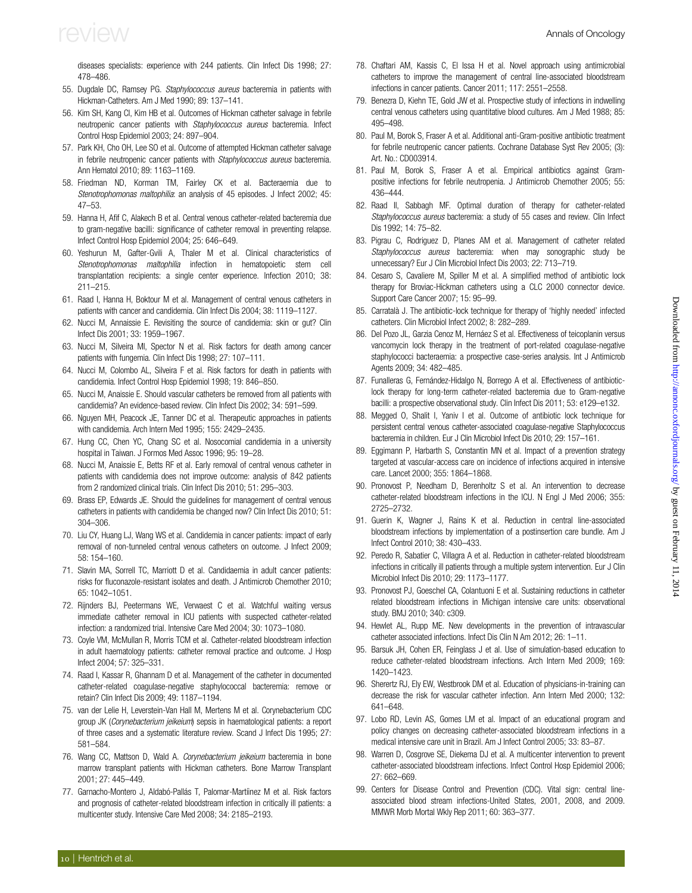diseases specialists: experience with 244 patients. Clin Infect Dis 1998; 27: 478–486.

55. Dugdale DC, Ramsey PG. *Staphylococcus aureus* bacteremia in patients with Hickman-Catheters. Am J Med 1990; 89: 137–141.
56. Kim SH, Kang CI, Kim HB et al. Outcomes of Hickman catheter salvage in febrile neutropenic cancer patients with *Staphylococcus aureus* bacteremia. Infect Control Hosp Epidemiol 2003; 24: 897–904.
57. Park KH, Cho OH, Lee SO et al. Outcome of attempted Hickman catheter salvage in febrile neutropenic cancer patients with *Staphylococcus aureus* bacteremia. Ann Hematol 2010; 89: 1163–1169.
58. Friedman ND, Korman TM, Fairley CK et al. Bacteraemia due to *Stenotrophomonas maltophilia*: an analysis of 45 episodes. J Infect 2002; 45: 47–53.
59. Hanna H, Afif C, Alakech B et al. Central venous catheter-related bacteremia due to gram-negative bacilli: significance of catheter removal in preventing relapse. Infect Control Hosp Epidemiol 2004; 25: 646–649.
60. Yeshurun M, Gafter-Gvili A, Thaler M et al. Clinical characteristics of *Stenotrophomonas maltophilia* infection in hematopoietic stem cell transplantation recipients: a single center experience. Infection 2010; 38: 211–215.
61. Raad I, Hanna H, Boktour M et al. Management of central venous catheters in patients with cancer and candidemia. Clin Infect Dis 2004; 38: 1119–1127.
62. Nucci M, Annaissie E. Revisiting the source of candidemia: skin or gut? Clin Infect Dis 2001; 33: 1959–1967.
63. Nucci M, Silveira MI, Spector N et al. Risk factors for death among cancer patients with fungemia. Clin Infect Dis 1998; 27: 107–111.
64. Nucci M, Colombo AL, Silveira F et al. Risk factors for death in patients with candidemia. Infect Control Hosp Epidemiol 1998; 19: 846–850.
65. Nucci M, Anaissie E. Should vascular catheters be removed from all patients with candidemia? An evidence-based review. Clin Infect Dis 2002; 34: 591–599.
66. Nguyen MH, Peacock JE, Tanner DC et al. Therapeutic approaches in patients with candidemia. Arch Intern Med 1995; 155: 2429–2435.
67. Hung CC, Chen YC, Chang SC et al. Nosocomial candidemia in a university hospital in Taiwan. J Formos Med Assoc 1996; 95: 19–28.
68. Nucci M, Anaissie E, Betts RF et al. Early removal of central venous catheter in patients with candidemia does not improve outcome: analysis of 842 patients from 2 randomized clinical trials. Clin Infect Dis 2010; 51: 295–303.
69. Brass EP, Edwards JE. Should the guidelines for management of central venous catheters in patients with candidemia be changed now? Clin Infect Dis 2010; 51: 304–306.
70. Liu CY, Huang LJ, Wang WS et al. Candidemia in cancer patients: impact of early removal of non-tunneled central venous catheters on outcome. J Infect 2009; 58: 154–160.
71. Slavin MA, Sorrell TC, Marriott D et al. Candidaemia in adult cancer patients: risks for fluconazole-resistant isolates and death. J Antimicrob Chemother 2010; 65: 1042–1051.
72. Rijnders BJ, Peetermans WE, Verwaest C et al. Watchful waiting versus immediate catheter removal in ICU patients with suspected catheter-related infection: a randomized trial. Intensive Care Med 2004; 30: 1073–1080.
73. Coyle VM, McMullan R, Morris TCM et al. Catheter-related bloodstream infection in adult haematology patients: catheter removal practice and outcome. J Hosp Infect 2004; 57: 325–331.
74. Raad I, Kassar R, Ghannam D et al. Management of the catheter in documented catheter-related coagulase-negative staphylococcal bacteremia: remove or retain? Clin Infect Dis 2009; 49: 1187–1194.
75. van der Lelie H, Leverstein-Van Hall M, Mertens M et al. Corynebacterium CDC group JK (*Corynebacterium jeikeium*) sepsis in haematological patients: a report of three cases and a systematic literature review. Scand J Infect Dis 1995; 27: 581–584.
76. Wang CC, Mattson D, Wald A. *Corynebacterium jeikeium* bacteremia in bone marrow transplant patients with Hickman catheters. Bone Marrow Transplant 2001; 27: 445–449.
77. Garnacho-Montero J, Aldabó-Pallás T, Palomar-Martíinez M et al. Risk factors and prognosis of catheter-related bloodstream infection in critically ill patients: a multicenter study. Intensive Care Med 2008; 34: 2185–2193.
78. Chaftari AM, Kassis C, El Issa H et al. Novel approach using antimicrobial catheters to improve the management of central line-associated bloodstream infections in cancer patients. Cancer 2011; 117: 2551–2558.
79. Benezra D, Kiehn TE, Gold JW et al. Prospective study of infections in indwelling central venous catheters using quantitative blood cultures. Am J Med 1988; 85: 495–498.
80. Paul M, Borok S, Fraser A et al. Additional anti-Gram-positive antibiotic treatment for febrile neutropenic cancer patients. Cochrane Database Syst Rev 2005; (3): Art. No.: CD003914.
81. Paul M, Borok S, Fraser A et al. Empirical antibiotics against Gram-positive infections for febrile neutropenia. J Antimicrob Chemother 2005; 55: 436–444.
82. Raad II, Sabbagh MF. Optimal duration of therapy for catheter-related *Staphylococcus aureus* bacteremia: a study of 55 cases and review. Clin Infect Dis 1992; 14: 75–82.
83. Pigrau C, Rodriguez D, Planes AM et al. Management of catheter related *Staphylococcus aureus* bacteremia: when may sonographic study be unnecessary? Eur J Clin Microbiol Infect Dis 2003; 22: 713–719.
84. Cesaro S, Cavaliere M, Spiller M et al. A simplified method of antibiotic lock therapy for Broviac-Hickman catheters using a CLC 2000 connector device. Support Care Cancer 2007; 15: 95–99.
85. Carratalà J. The antibiotic-lock technique for therapy of 'highly needed' infected catheters. Clin Microbiol Infect 2002; 8: 282–289.
86. Del Pozo JL, Garzia Cenoz M, Hernáez S et al. Effectiveness of teicoplanin versus vancomycin lock therapy in the treatment of port-related coagulase-negative staphylococci bacteraemia: a prospective case-series analysis. Int J Antimicrob Agents 2009; 34: 482–485.
87. Funalleras G, Fernández-Hidalgo N, Borrego A et al. Effectiveness of antibiotic-lock therapy for long-term catheter-related bacteremia due to Gram-negative bacilli: a prospective observational study. Clin Infect Dis 2011; 53: e129–e132.
88. Megged O, Shalit I, Yaniv I et al. Outcome of antibiotic lock technique for persistent central venous catheter-associated coagulase-negative Staphylococcus bacteremia in children. Eur J Clin Microbiol Infect Dis 2010; 29: 157–161.
89. Eggimann P, Harbarth S, Constantin MN et al. Impact of a prevention strategy targeted at vascular-access care on incidence of infections acquired in intensive care. Lancet 2000; 355: 1864–1868.
90. Pronovost P, Needham D, Berenholtz S et al. An intervention to decrease catheter-related bloodstream infections in the ICU. N Engl J Med 2006; 355: 2725–2732.
91. Guerin K, Wagner J, Rains K et al. Reduction in central line-associated bloodstream infections by implementation of a postinsertion care bundle. Am J Infect Control 2010; 38: 430–433.
92. Peredo R, Sabatier C, Villagra A et al. Reduction in catheter-related bloodstream infections in critically ill patients through a multiple system intervention. Eur J Clin Microbiol Infect Dis 2010; 29: 1173–1177.
93. Pronovost PJ, Goeschel CA, Colantuoni E et al. Sustaining reductions in catheter related bloodstream infections in Michigan intensive care units: observational study. BMJ 2010; 340: c309.
94. Hewlet AL, Rupp ME. New developments in the prevention of intravascular catheter associated infections. Infect Dis Clin N Am 2012; 26: 1–11.
95. Barsuk JH, Cohen ER, Feinglass J et al. Use of simulation-based education to reduce catheter-related bloodstream infections. Arch Intern Med 2009; 169: 1420–1423.
96. Sherertz RJ, Ely EW, Westbrook DM et al. Education of physicians-in-training can decrease the risk for vascular catheter infection. Ann Intern Med 2000; 132: 641–648.
97. Lobo RD, Levin AS, Gomes LM et al. Impact of an educational program and policy changes on decreasing catheter-associated bloodstream infections in a medical intensive care unit in Brazil. Am J Infect Control 2005; 33: 83–87.
98. Warren D, Cosgrove SE, Diekema DJ et al. A multicenter intervention to prevent catheter-associated bloodstream infections. Infect Control Hosp Epidemiol 2006; 27: 662–669.
99. Centers for Disease Control and Prevention (CDC). Vital sign: central line-associated blood stream infections-United States, 2001, 2008, and 2009. MMWR Morb Mortal Wkly Rep 2011; 60: 363–377.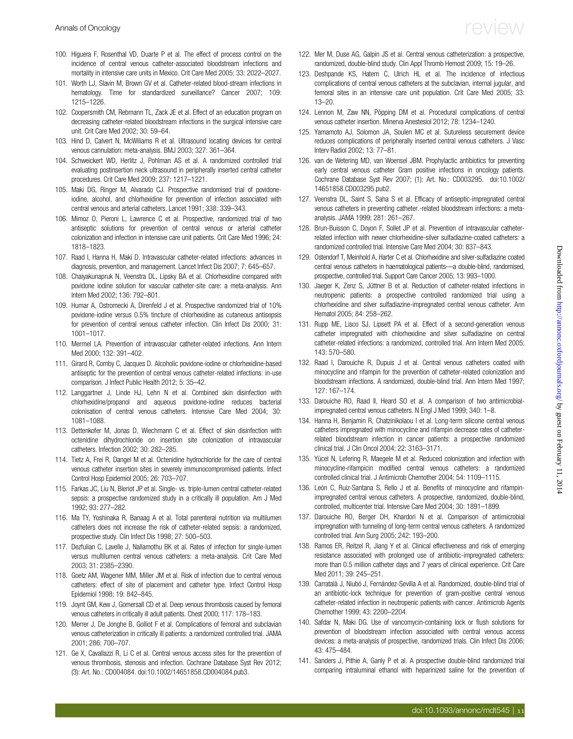100. Higuera F, Rosenthal VD, Duarte P et al. The effect of process control on the incidence of central venous catheter-associated bloodstream infections and mortality in intensive care units in Mexico. Crit Care Med 2005; 33: 2022–2027.
101. Worth LJ, Slavin M, Brown GV et al. Catheter-related blood-stream infections in hematology. Time for standardized surveillance? Cancer 2007; 109: 1215–1226.
102. Coopersmith CM, Rebmann TL, Zack JE et al. Effect of an education program on decreasing catheter-related bloodstream infections in the surgical intensive care unit. Crit Care Med 2002; 30: 59–64.
103. Hind D, Calvert N, McWilliams R et al. Ultrasound locating devices for central venous cannulation: meta-analysis. BMJ 2003; 327: 361–364.
104. Schweickert WD, Herlitz J, Pohlman AS et al. A randomized controlled trial evaluating postinsertion neck ultrasound in peripherally inserted central catheter procedures. Crit Care Med 2009; 237: 1217–1221.
105. Maki DG, Ringer M, Alvarado CJ. Prospective randomised trial of povidone-iodine, alcohol, and chlorhexidine for prevention of infection associated with central venous and arterial catheters. Lancet 1991; 338: 339–343.
106. Mimoz O, Pieroni L, Lawrence C et al. Prospective, randomized trial of two antiseptic solutions for prevention of central venous or arterial catheter colonization and infection in intensive care unit patients. Crit Care Med 1996; 24: 1818–1823.
107. Raad I, Hanna H, Maki D. Intravascular catheter-related infections: advances in diagnosis, prevention, and management. Lancet Infect Dis 2007; 7: 645–657.
108. Chaiyakunapruk N, Veenstra DL, Lipsky BA et al. Chlorhexidine compared with povidone iodine solution for vascular catheter-site care: a meta-analysis. Ann Intern Med 2002; 136: 792–801.
109. Humar A, Ostromecki A, Direnfeld J et al. Prospective randomized trial of 10% povidone-iodine versus 0.5% tincture of chlorhexidine as cutaneous antisepsis for prevention of central venous catheter infection. Clin Infect Dis 2000; 31: 1001–1017.
110. Mermel LA. Prevention of intravascular catheter-related infections. Ann Intern Med 2000; 132: 391–402.
111. Girard R, Comby C, Jacques D. Alcoholic povidone-iodine or chlorhexidine-based antiseptic for the prevention of central venous catheter-related infections: in-use comparison. J Infect Public Health 2012; 5: 35–42.
112. Langgartner J, Linde HJ, Lehn N et al. Combined skin disinfection with chlorhexidine/propanol and aqueous povidone-iodine reduces bacterial colonisation of central venous catheters. Intensive Care Med 2004; 30: 1081–1088.
113. Dettenkofer M, Jonas D, Wiechmann C et al. Effect of skin disinfection with octenidine dihydrochloride on insertion site colonization of intravascular catheters. Infection 2002; 30: 282–285.
114. Tietz A, Frei R, Dangel M et al. Octenidine hydrochloride for the care of central venous catheter insertion sites in severely immunocompromised patients. Infect Control Hosp Epidemiol 2005; 26: 703–707.
115. Farkas JC, Liu N, Bleriot JP et al. Single- vs. triple-lumen central catheter-related sepsis: a prospective randomized study in a critically ill population. Am J Med 1992; 93: 277–282.
116. Ma TY, Yoshinaka R, Banaag A et al. Total parenteral nutrition via multilumen catheters does not increase the risk of catheter-related sepsis: a randomized, prospective study. Clin Infect Dis 1998; 27: 500–503.
117. Dezfulian C, Lavelle J, Nallamothu BK et al. Rates of infection for single-lumen versus multilumen central venous catheters: a meta-analysis. Crit Care Med 2003; 31: 2385–2390.
118. Goetz AM, Wagener MM, Miller JM et al. Risk of infection due to central venous catheters: effect of site of placement and catheter type. Infect Control Hosp Epidemiol 1998; 19: 842–845.
119. Joynt GM, Kew J, Gomersall CD et al. Deep venous thrombosis caused by femoral venous catheters in critically ill adult patients. Chest 2000; 117: 178–183.
120. Merrer J, De Jonghe B, Golliot F et al. Complications of femoral and subclavian venous catheterization in critically ill patients: a randomized controlled trial. JAMA 2001; 286: 700–707.
121. Ge X, Cavallazzi R, Li C et al. Central venous access sites for the prevention of venous thrombosis, stenosis and infection. Cochrane Database Syst Rev 2012; (3): Art. No.: CD004084. doi:10.1002/14651858.CD004084.pub3.
122. Mer M, Duse AG, Galpin JS et al. Central venous catheterization: a prospective, randomized, double-blind study. Clin Appl Thromb Hemost 2009; 15: 19–26.
123. Deshpande KS, Hatem C, Ulrich HL et al. The incidence of infectious complications of central venous catheters at the subclavian, internal jugular, and femoral sites in an intensive care unit population. Crit Care Med 2005; 33: 13–20.
124. Lennon M, Zaw NN, Pöpping DM et al. Procedural complications of central venous catheter insertion. Minerva Anestesiol 2012; 78: 1234–1240.
125. Yamamoto AJ, Solomon JA, Soulen MC et al. Sutureless securement device reduces complications of peripherally inserted central venous catheters. J Vasc Interv Radiol 2002; 13: 77–81.
126. van de Wetering MD, van Woensel JBM. Prophylactic antibiotics for preventing early central venous catheter Gram positive infections in oncology patients. Cochrane Database Syst Rev 2007; (1): Art. No.: CD003295. doi:10.1002/14651858.CD003295.pub2.
127. Veenstra DL, Saint S, Saha S et al. Efficacy of antiseptic-impregnated central venous catheters in preventing catheter.-related bloodstream infections: a meta-analysis. JAMA 1999; 281: 261–267.
128. Brun-Buisson C, Doyon F, Sollet JP et al. Prevention of intravascular catheter-related infection with newer chlorhexidine-silver sulfadiazine-coated catheters: a randomized controlled trial. Intensive Care Med 2004; 30: 837–843.
129. Ostendorf T, Meinhold A, Harter C et al. Chlorhexidine and silver-sulfadiazine coated central venous catheters in haematological patients—a double-blind, randomised, prospective, controlled trial. Support Care Cancer 2005; 13: 993–1000.
130. Jaeger K, Zenz S, Jüttner B et al. Reduction of catheter-related infections in neutropenic patients: a prospective controlled randomized trial using a chlorhexidine and silver sulfadiazine-impregnated central venous catheter. Ann Hematol 2005; 84: 258–262.
131. Rupp ME, Lisco SJ, Lipsett PA et al. Effect of a second-generation venous catheter impregnated with chlorhexidine and silver sulfadiazine on central catheter-related infections: a randomized, controlled trial. Ann Intern Med 2005; 143: 570–580.
132. Raad I, Darouiche R, Dupuis J et al. Central venous catheters coated with minocycline and rifampin for the prevention of catheter-related colonization and bloodstream infections. A randomized, double-blind trial. Ann Intern Med 1997; 127: 167–174.
133. Darouiche RO, Raad II, Heard SO et al. A comparison of two antimicrobial-impregnated central venous catheters. N Engl J Med 1999; 340: 1–8.
134. Hanna H, Benjamin R, Chatzinikolaou I et al. Long-term silicone central venous catheters impregnated with minocycline and rifampin decrease rates of catheter-related bloodstream infection in cancer patients: a prospective randomized clinical trial. J Clin Oncol 2004; 22: 3163–3171.
135. Yücel N, Lefering R, Maegele M et al. Reduced colonization and infection with minocycline-rifampicin modified central venous catheters: a randomized controlled clinical trial. J Antimicrob Chemother 2004; 54: 1109–1115.
136. León C, Ruiz-Santana S, Rello J et al. Benefits of minocycline and rifampin-impregnated central venous catheters. A prospective, randomized, double-blind, controlled, multicenter trial. Intensive Care Med 2004; 30: 1891–1899.
137. Darouiche RO, Berger DH, Khardori N et al. Comparison of antimicrobial impregnation with tunneling of long-term central venous catheters. A randomized controlled trial. Ann Surg 2005; 242: 193–200.
138. Ramos ER, Reitzel R, Jiang Y et al. Clinical effectiveness and risk of emerging resistance associated with prolonged use of antibiotic-impregnated catheters: more than 0.5 million catheter days and 7 years of clinical experience. Crit Care Med 2011; 39: 245–251.
139. Carratalà J, Niubó J, Fernández-Sevilla A et al. Randomized, double-blind trial of an antibiotic-lock technique for prevention of gram-positive central venous catheter-related infection in neutropenic patients with cancer. Antimicrob Agents Chemother 1999; 43: 2200–2204.
140. Safdar N, Maki DG. Use of vancomycin-containing lock or flush solutions for prevention of bloodstream infection associated with central venous access devices: a meta-analysis of prospective, randomized trials. Clin Infect Dis 2006; 43: 475–484.
141. Sanders J, Pithie A, Ganly P et al. A prospective double-blind randomized trial comparing intraluminal ethanol with heparinized saline for the prevention of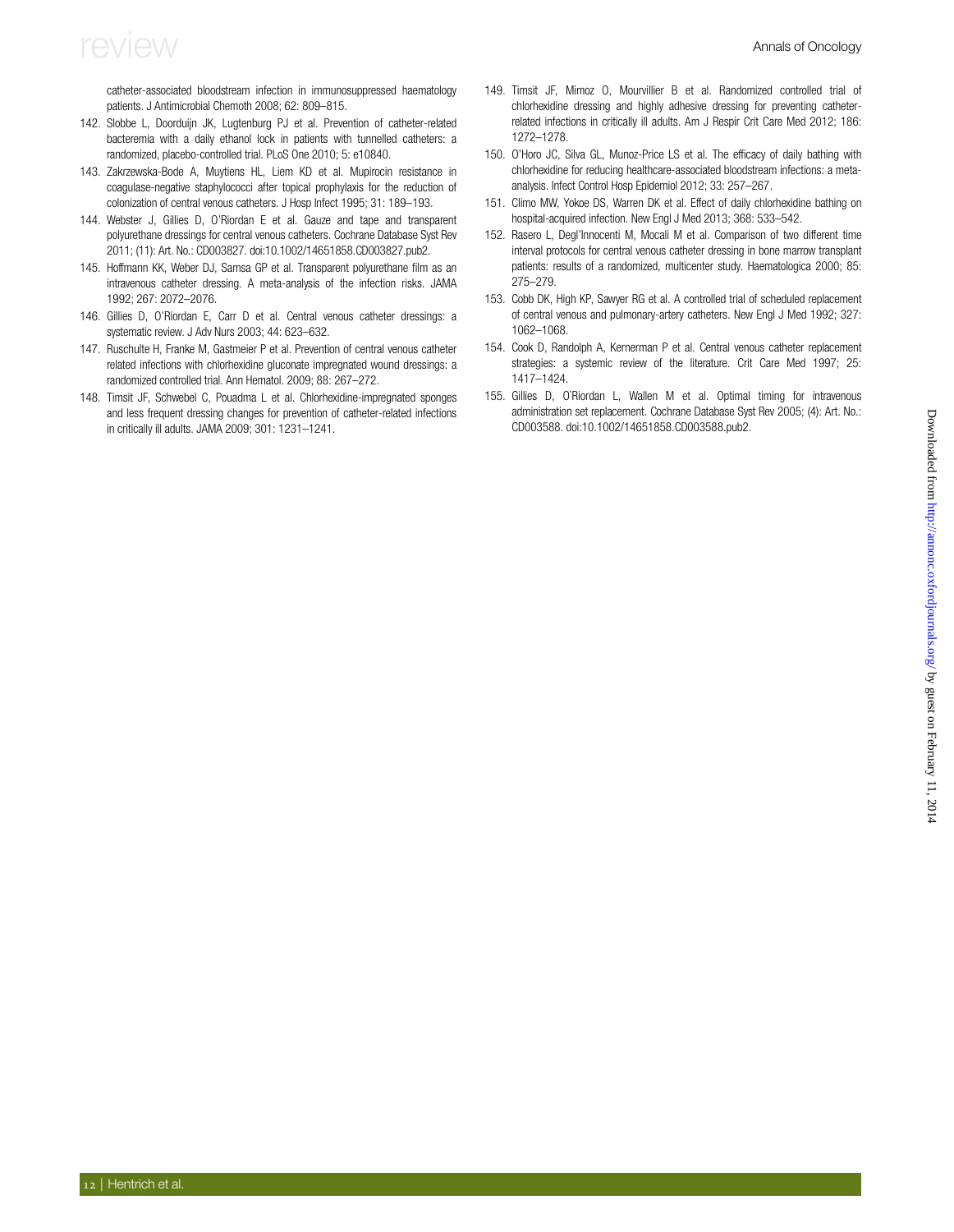catheter-associated bloodstream infection in immunosuppressed haematology patients. J Antimicrobial Chemoth 2008; 62: 809–815.

142. Slobbe L, Doorduijn JK, Lugtenburg PJ et al. Prevention of catheter-related bacteremia with a daily ethanol lock in patients with tunnelled catheters: a randomized, placebo-controlled trial. PLoS One 2010; 5: e10840.
143. Zakrzewska-Bode A, Muytiens HL, Liem KD et al. Mupirocin resistance in coagulase-negative staphylococci after topical prophylaxis for the reduction of colonization of central venous catheters. J Hosp Infect 1995; 31: 189–193.
144. Webster J, Gillies D, O'Riordan E et al. Gauze and tape and transparent polyurethane dressings for central venous catheters. Cochrane Database Syst Rev 2011; (11): Art. No.: CD003827. doi:10.1002/14651858.CD003827.pub2.
145. Hoffmann KK, Weber DJ, Samsa GP et al. Transparent polyurethane film as an intravenous catheter dressing. A meta-analysis of the infection risks. JAMA 1992; 267: 2072–2076.
146. Gillies D, O'Riordan E, Carr D et al. Central venous catheter dressings: a systematic review. J Adv Nurs 2003; 44: 623–632.
147. Ruschulte H, Franke M, Gastmeier P et al. Prevention of central venous catheter related infections with chlorhexidine gluconate impregnated wound dressings: a randomized controlled trial. Ann Hematol. 2009; 88: 267–272.
148. Timsit JF, Schwebel C, Pouadma L et al. Chlorhexidine-impregnated sponges and less frequent dressing changes for prevention of catheter-related infections in critically ill adults. JAMA 2009; 301: 1231–1241.
149. Timsit JF, Mimoz O, Mourvillier B et al. Randomized controlled trial of chlorhexidine dressing and highly adhesive dressing for preventing catheter-related infections in critically ill adults. Am J Respir Crit Care Med 2012; 186: 1272–1278.
150. O'Horo JC, Silva GL, Munoz-Price LS et al. The efficacy of daily bathing with chlorhexidine for reducing healthcare-associated bloodstream infections: a meta-analysis. Infect Control Hosp Epidemiol 2012; 33: 257–267.
151. Climo MW, Yokoe DS, Warren DK et al. Effect of daily chlorhexidine bathing on hospital-acquired infection. New Engl J Med 2013; 368: 533–542.
152. Rasero L, Degl'Innocenti M, Mocali M et al. Comparison of two different time interval protocols for central venous catheter dressing in bone marrow transplant patients: results of a randomized, multicenter study. Haematologica 2000; 85: 275–279.
153. Cobb DK, High KP, Sawyer RG et al. A controlled trial of scheduled replacement of central venous and pulmonary-artery catheters. New Engl J Med 1992; 327: 1062–1068.
154. Cook D, Randolph A, Kernerman P et al. Central venous catheter replacement strategies: a systemic review of the literature. Crit Care Med 1997; 25: 1417–1424.
155. Gillies D, O`Riordan L, Wallen M et al. Optimal timing for intravenous administration set replacement. Cochrane Database Syst Rev 2005; (4): Art. No.: CD003588. doi:10.1002/14651858.CD003588.pub2.